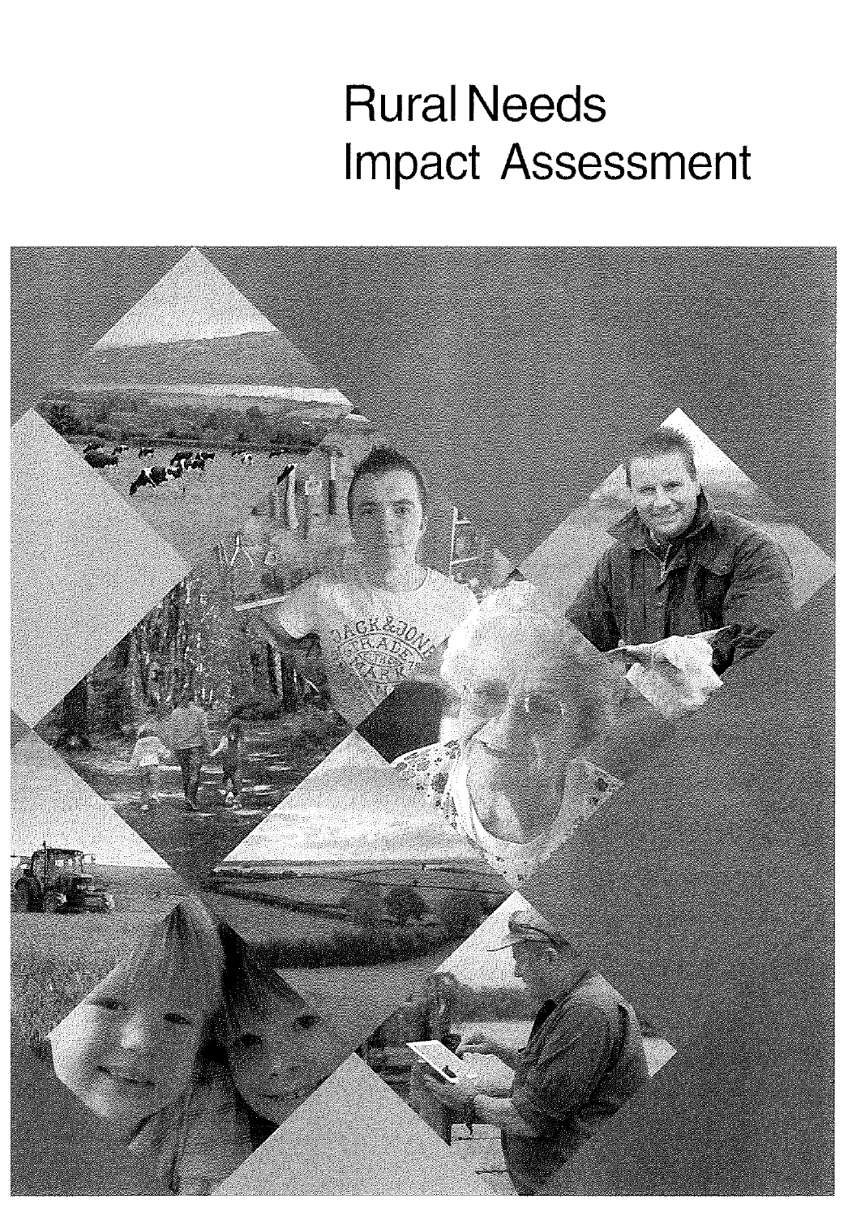# Rural Needs Impact Assessment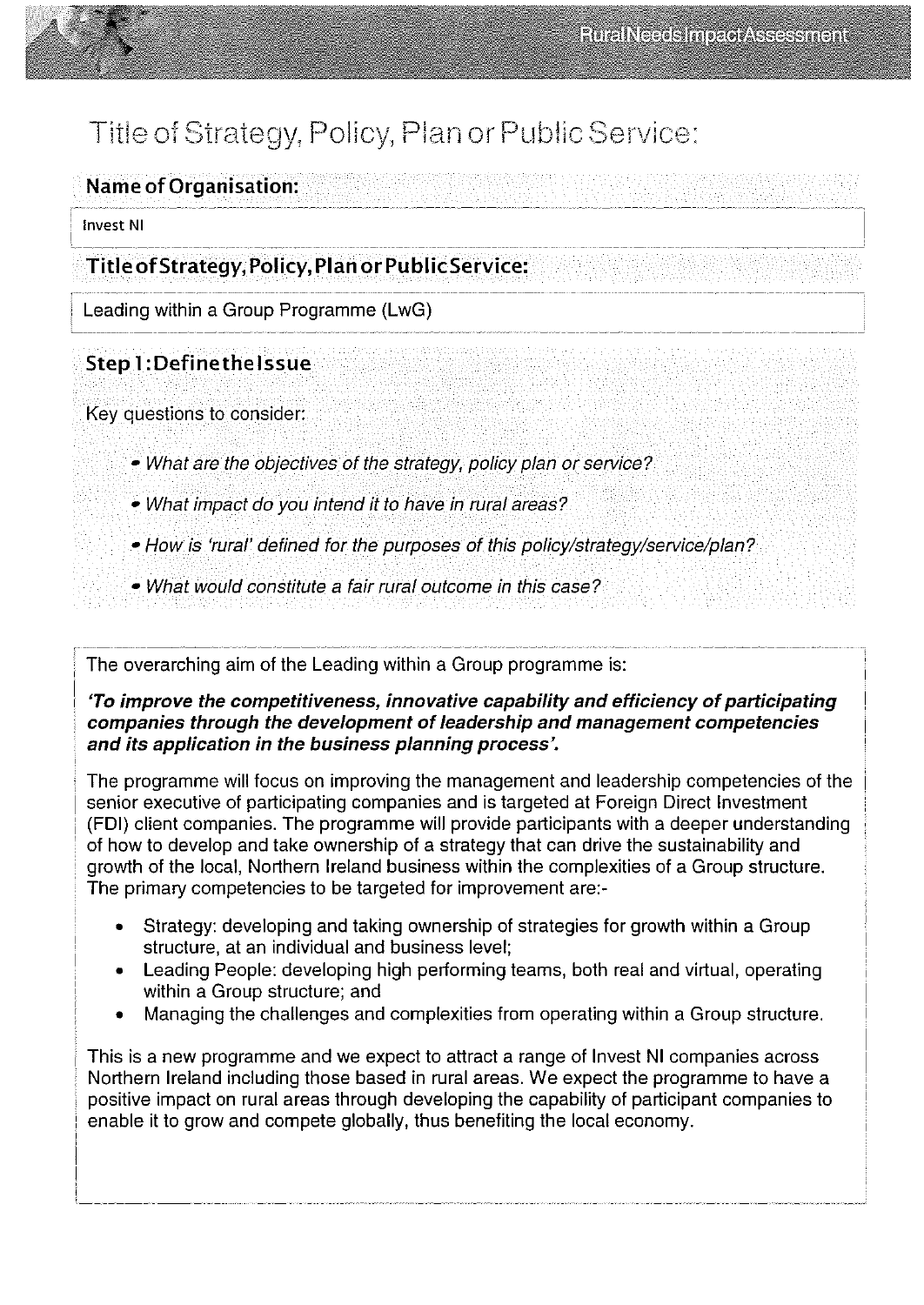# Title of Strategy, Policy, Plan or Public Service:

## Name of Organisation:

Invest NI

## Title of Strategy, Policy, Plan or Public Service:

Leading within a Group Programme (LwG)

## Step 1: Define the Issue

Key questions to consider:

- *What are the objectives of the strategy, policy plan or service?*
- *What impact do you intend it to have in rural areas?*
- *How is 'rural' defined for the purposes of this policy/strategy/service/plan?*
- *What would constitute a fair rural outcome in this case?*

The overarching aim of the Leading within a Group programme is:

***'To improve the competitiveness, innovative capability and efficiency of participating companies through the development of leadership and management competencies and its application in the business planning process'.***

The programme will focus on improving the management and leadership competencies of the senior executive of participating companies and is targeted at Foreign Direct Investment (FDI) client companies. The programme will provide participants with a deeper understanding of how to develop and take ownership of a strategy that can drive the sustainability and growth of the local, Northern Ireland business within the complexities of a Group structure. The primary competencies to be targeted for improvement are:-

- Strategy: developing and taking ownership of strategies for growth within a Group structure, at an individual and business level;
- Leading People: developing high performing teams, both real and virtual, operating within a Group structure; and
- Managing the challenges and complexities from operating within a Group structure.

This is a new programme and we expect to attract a range of Invest NI companies across Northern Ireland including those based in rural areas. We expect the programme to have a positive impact on rural areas through developing the capability of participant companies to enable it to grow and compete globally, thus benefiting the local economy.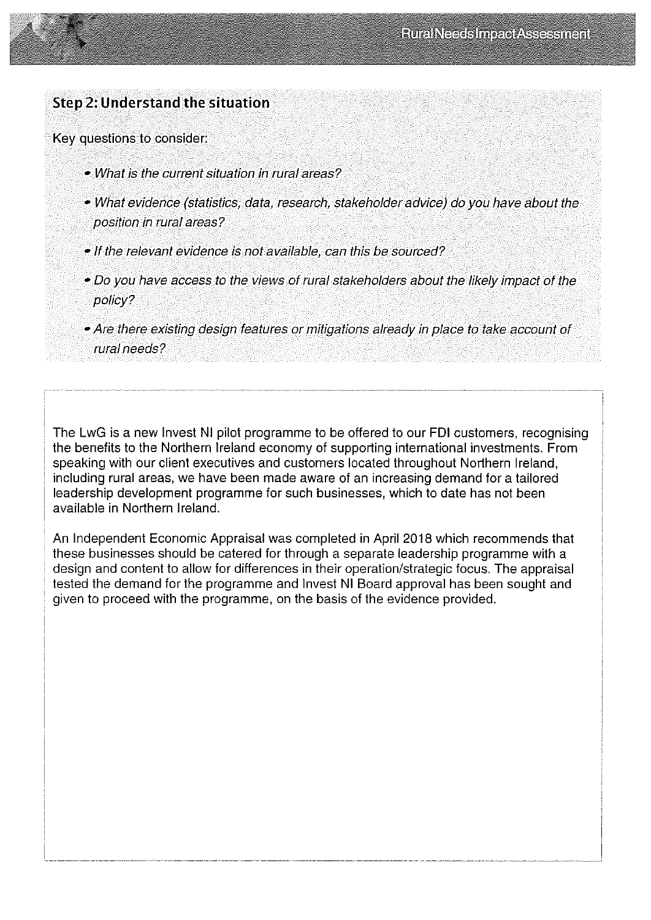## Step 2: Understand the situation

Key questions to consider:

- *What is the current situation in rural areas?*
- *What evidence (statistics, data, research, stakeholder advice) do you have about the position in rural areas?*
- *If the relevant evidence is not available, can this be sourced?*
- *Do you have access to the views of rural stakeholders about the likely impact of the policy?*
- *Are there existing design features or mitigations already in place to take account of rural needs?*

The LwG is a new Invest NI pilot programme to be offered to our FDI customers, recognising the benefits to the Northern Ireland economy of supporting international investments. From speaking with our client executives and customers located throughout Northern Ireland, including rural areas, we have been made aware of an increasing demand for a tailored leadership development programme for such businesses, which to date has not been available in Northern Ireland.

An Independent Economic Appraisal was completed in April 2018 which recommends that these businesses should be catered for through a separate leadership programme with a design and content to allow for differences in their operation/strategic focus. The appraisal tested the demand for the programme and Invest NI Board approval has been sought and given to proceed with the programme, on the basis of the evidence provided.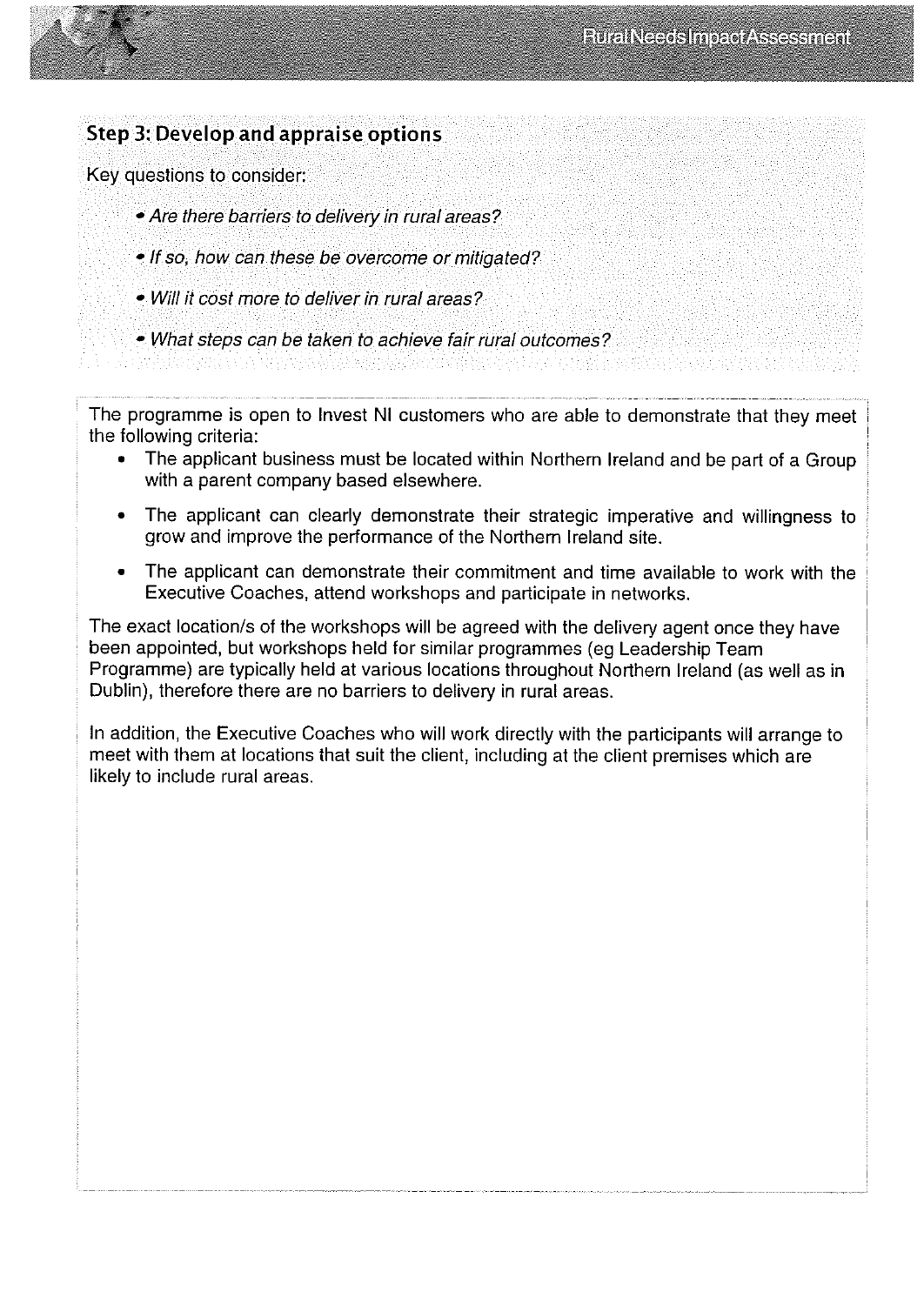## Step 3: Develop and appraise options

Key questions to consider:

- *Are there barriers to delivery in rural areas?*
- *If so, how can these be overcome or mitigated?*
- *Will it cost more to deliver in rural areas?*
- *What steps can be taken to achieve fair rural outcomes?*

The programme is open to Invest NI customers who are able to demonstrate that they meet the following criteria:

- The applicant business must be located within Northern Ireland and be part of a Group with a parent company based elsewhere.
- The applicant can clearly demonstrate their strategic imperative and willingness to grow and improve the performance of the Northern Ireland site.
- The applicant can demonstrate their commitment and time available to work with the Executive Coaches, attend workshops and participate in networks.

The exact location/s of the workshops will be agreed with the delivery agent once they have been appointed, but workshops held for similar programmes (eg Leadership Team Programme) are typically held at various locations throughout Northern Ireland (as well as in Dublin), therefore there are no barriers to delivery in rural areas.

In addition, the Executive Coaches who will work directly with the participants will arrange to meet with them at locations that suit the client, including at the client premises which are likely to include rural areas.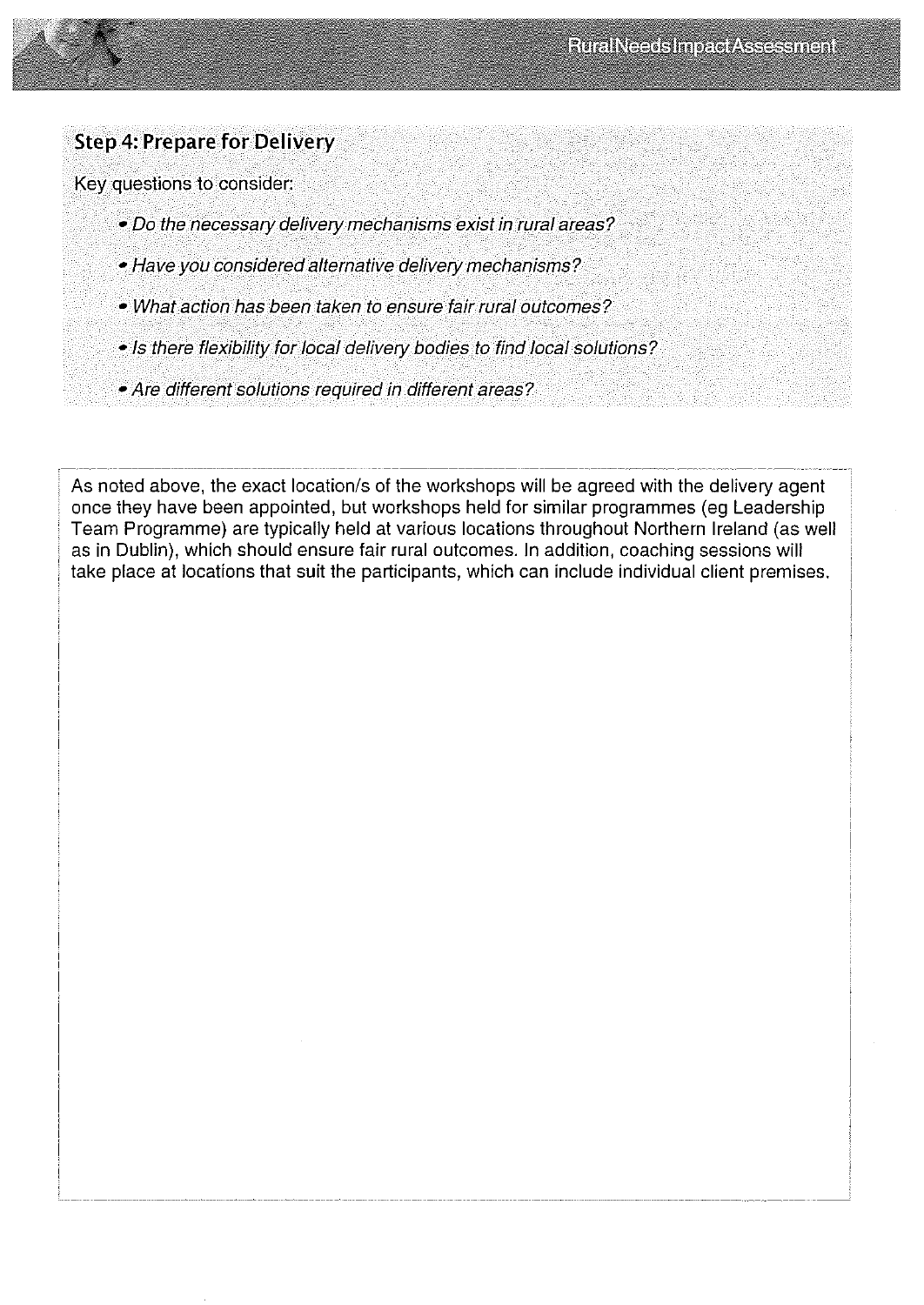## Step 4: Prepare for Delivery

Key questions to consider:

- *Do the necessary delivery mechanisms exist in rural areas?*
- *Have you considered alternative delivery mechanisms?*
- *What action has been taken to ensure fair rural outcomes?*
- *Is there flexibility for local delivery bodies to find local solutions?*
- *Are different solutions required in different areas?*

As noted above, the exact location/s of the workshops will be agreed with the delivery agent once they have been appointed, but workshops held for similar programmes (eg Leadership Team Programme) are typically held at various locations throughout Northern Ireland (as well as in Dublin), which should ensure fair rural outcomes. In addition, coaching sessions will take place at locations that suit the participants, which can include individual client premises.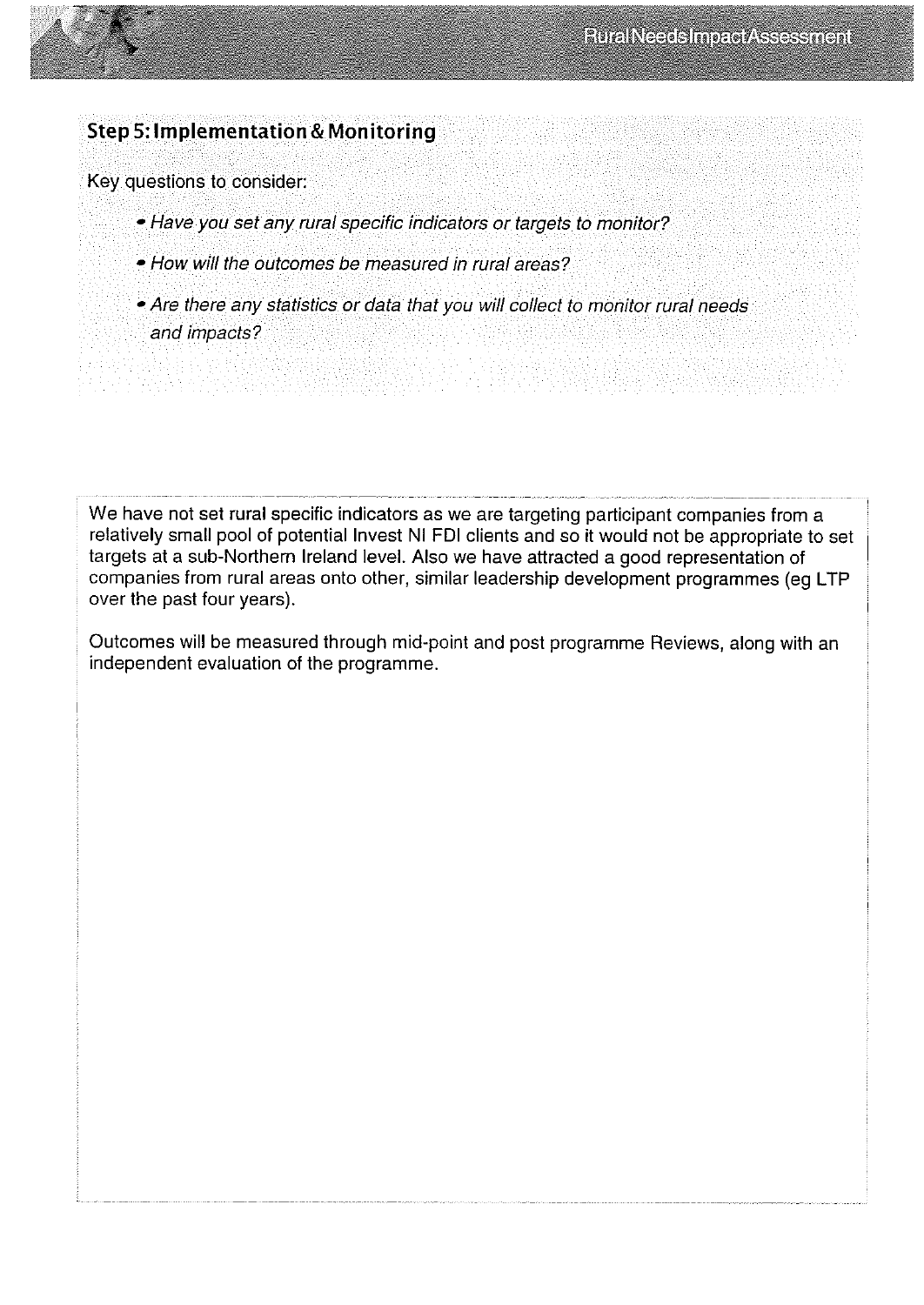## Step 5: Implementation & Monitoring

Key questions to consider:

- *Have you set any rural specific indicators or targets to monitor?*
- *How will the outcomes be measured in rural areas?*
- *Are there any statistics or data that you will collect to monitor rural needs and impacts?*

We have not set rural specific indicators as we are targeting participant companies from a relatively small pool of potential Invest NI FDI clients and so it would not be appropriate to set targets at a sub-Northern Ireland level. Also we have attracted a good representation of companies from rural areas onto other, similar leadership development programmes (eg LTP over the past four years).

Outcomes will be measured through mid-point and post programme Reviews, along with an independent evaluation of the programme.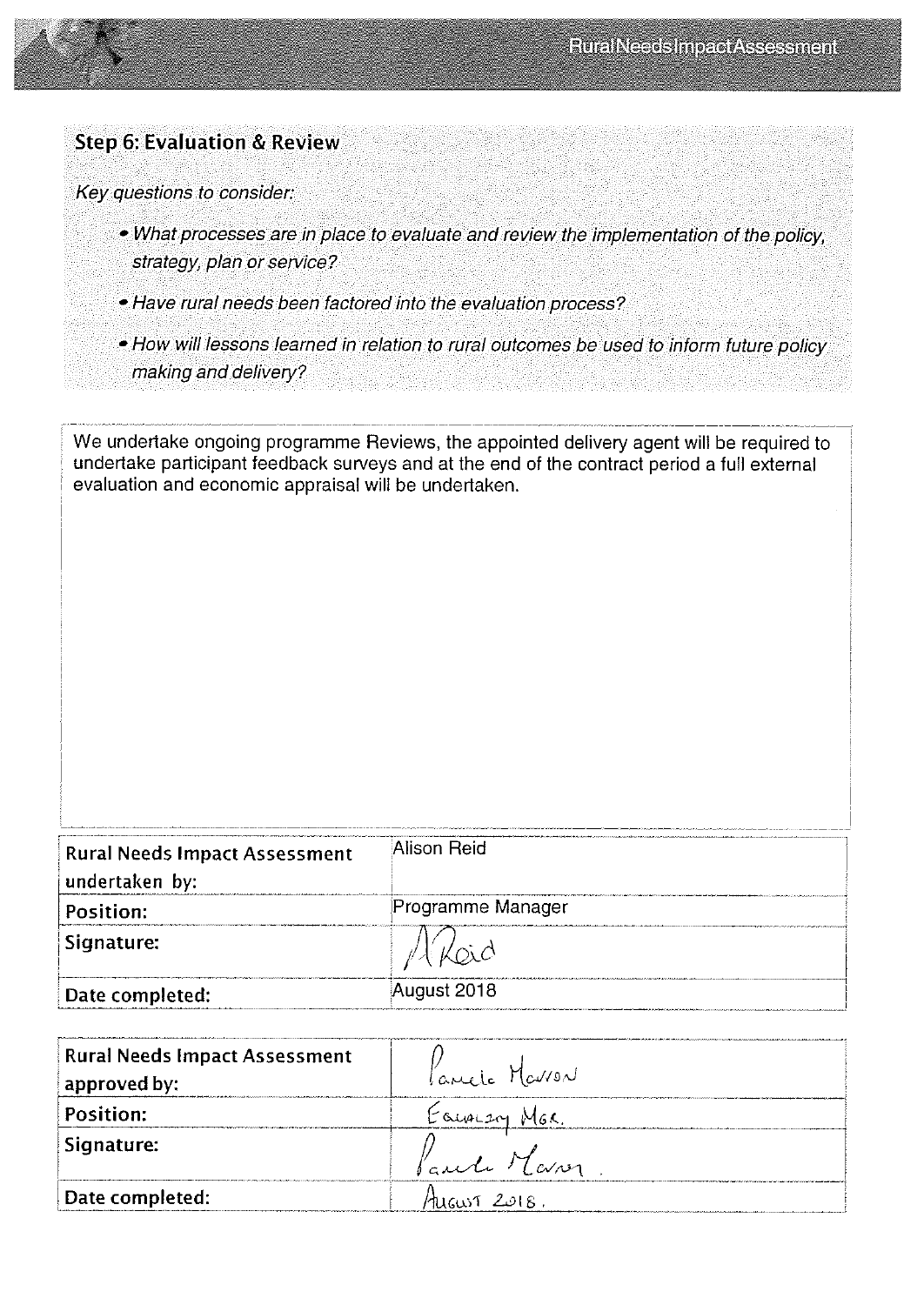## Step 6: Evaluation & Review

*Key questions to consider:*

- *What processes are in place to evaluate and review the implementation of the policy, strategy, plan or service?*
- *Have rural needs been factored into the evaluation process?*
- *How will lessons learned in relation to rural outcomes be used to inform future policy making and delivery?*

We undertake ongoing programme Reviews, the appointed delivery agent will be required to undertake participant feedback surveys and at the end of the contract period a full external evaluation and economic appraisal will be undertaken.

| | |
|---|---|
| **Rural Needs Impact Assessment undertaken by:** | Alison Reid |
| **Position:** | Programme Manager |
| **Signature:** | A Reid |
| **Date completed:** | August 2018 |

| | |
|---|---|
| **Rural Needs Impact Assessment approved by:** | Pamela Mavron |
| **Position:** | Equality Mgr. |
| **Signature:** | Pamela Mavron |
| **Date completed:** | August 2018. |